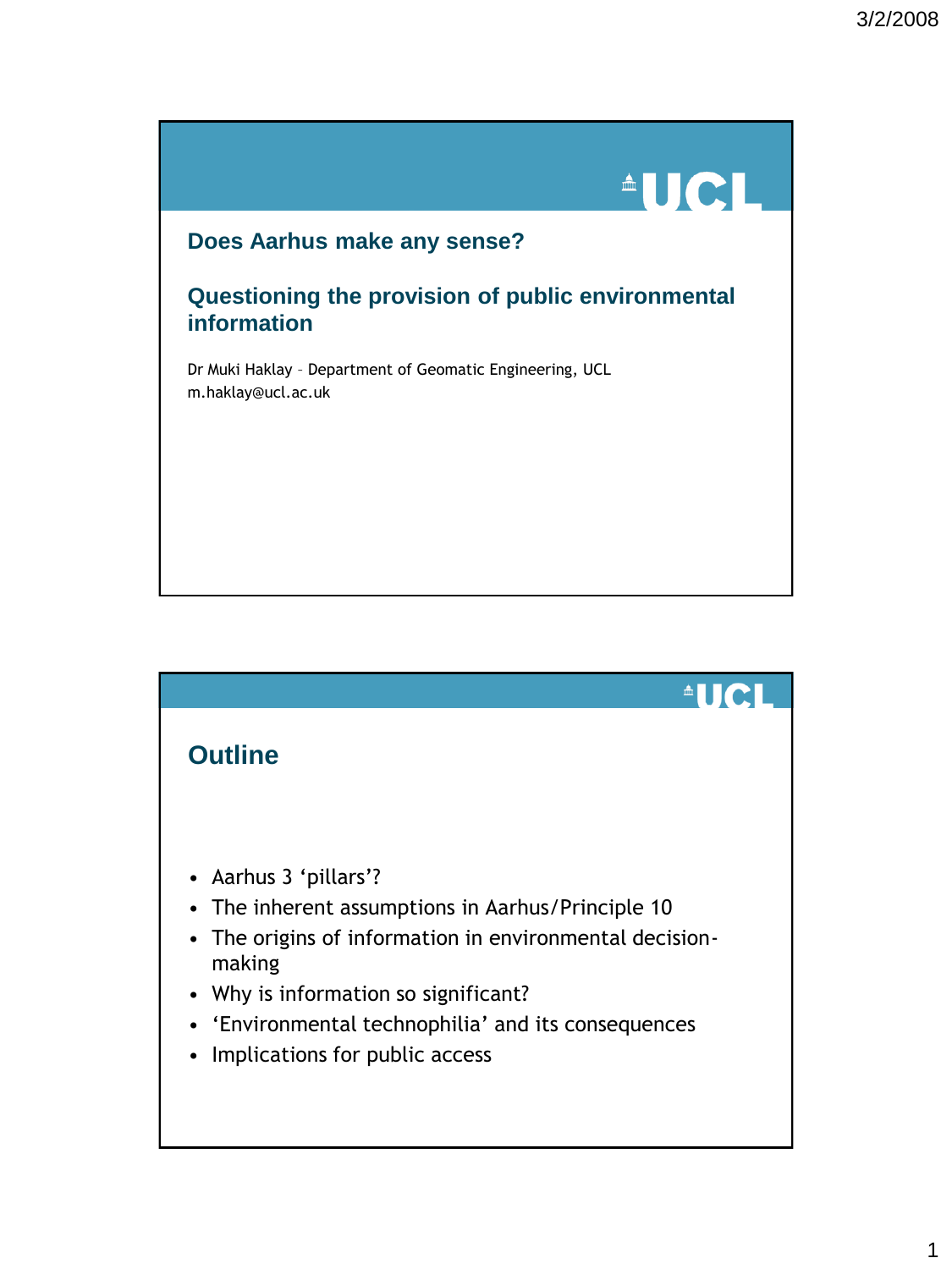# Does Aarhus make any sense?

## Questioning the provision of public environmental information

Dr Muki Haklay – Department of Geomatic Engineering, UCL
m.haklay@ucl.ac.uk

## Outline

- Aarhus 3 'pillars'?
- The inherent assumptions in Aarhus/Principle 10
- The origins of information in environmental decision-making
- Why is information so significant?
- 'Environmental technophilia' and its consequences
- Implications for public access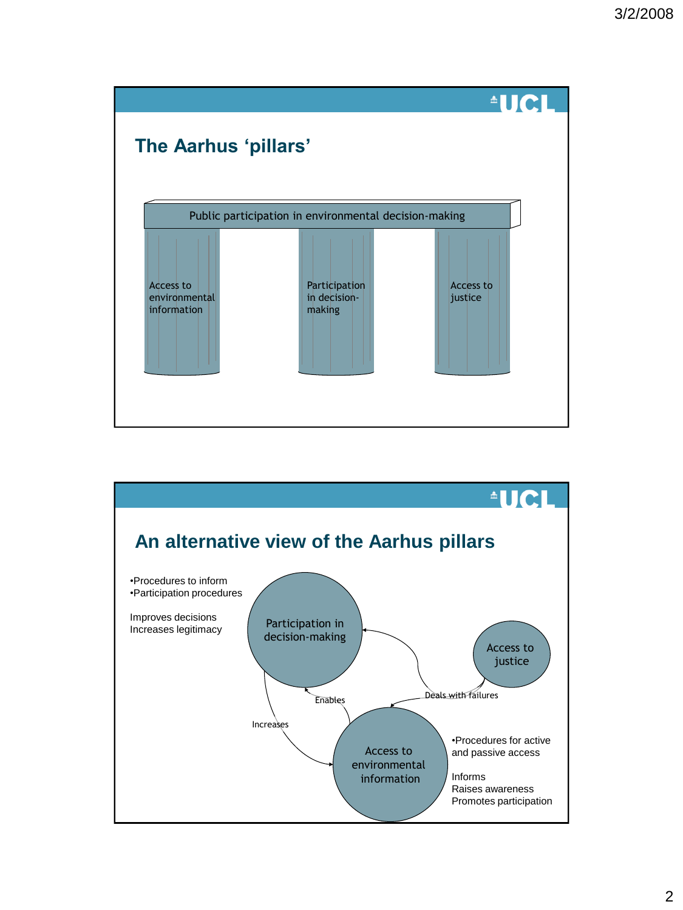## The Aarhus 'pillars'

Public participation in environmental decision-making

- Access to environmental information
- Participation in decision-making
- Access to justice

## An alternative view of the Aarhus pillars

•Procedures to inform
•Participation procedures

Improves decisions
Increases legitimacy

Participation in decision-making

Access to justice

Deals with failures

Enables

Increases

Access to environmental information

•Procedures for active and passive access

Informs
Raises awareness
Promotes participation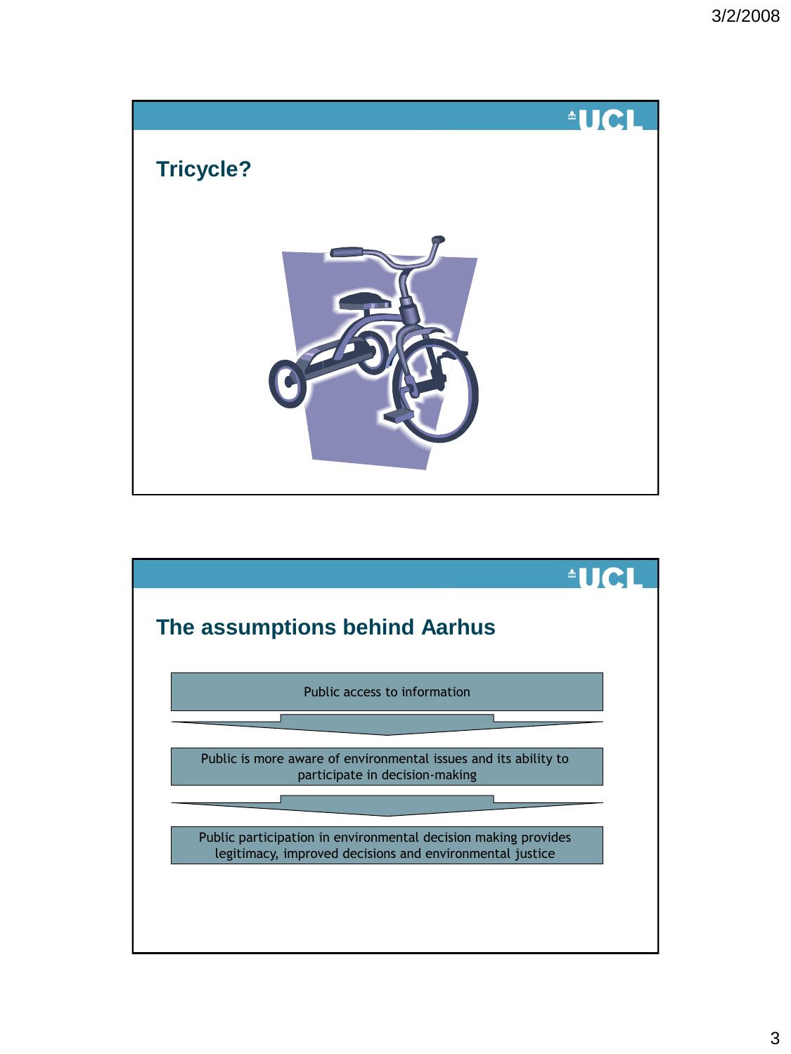## Tricycle?

## The assumptions behind Aarhus

Public access to information

↓

Public is more aware of environmental issues and its ability to participate in decision-making

↓

Public participation in environmental decision making provides legitimacy, improved decisions and environmental justice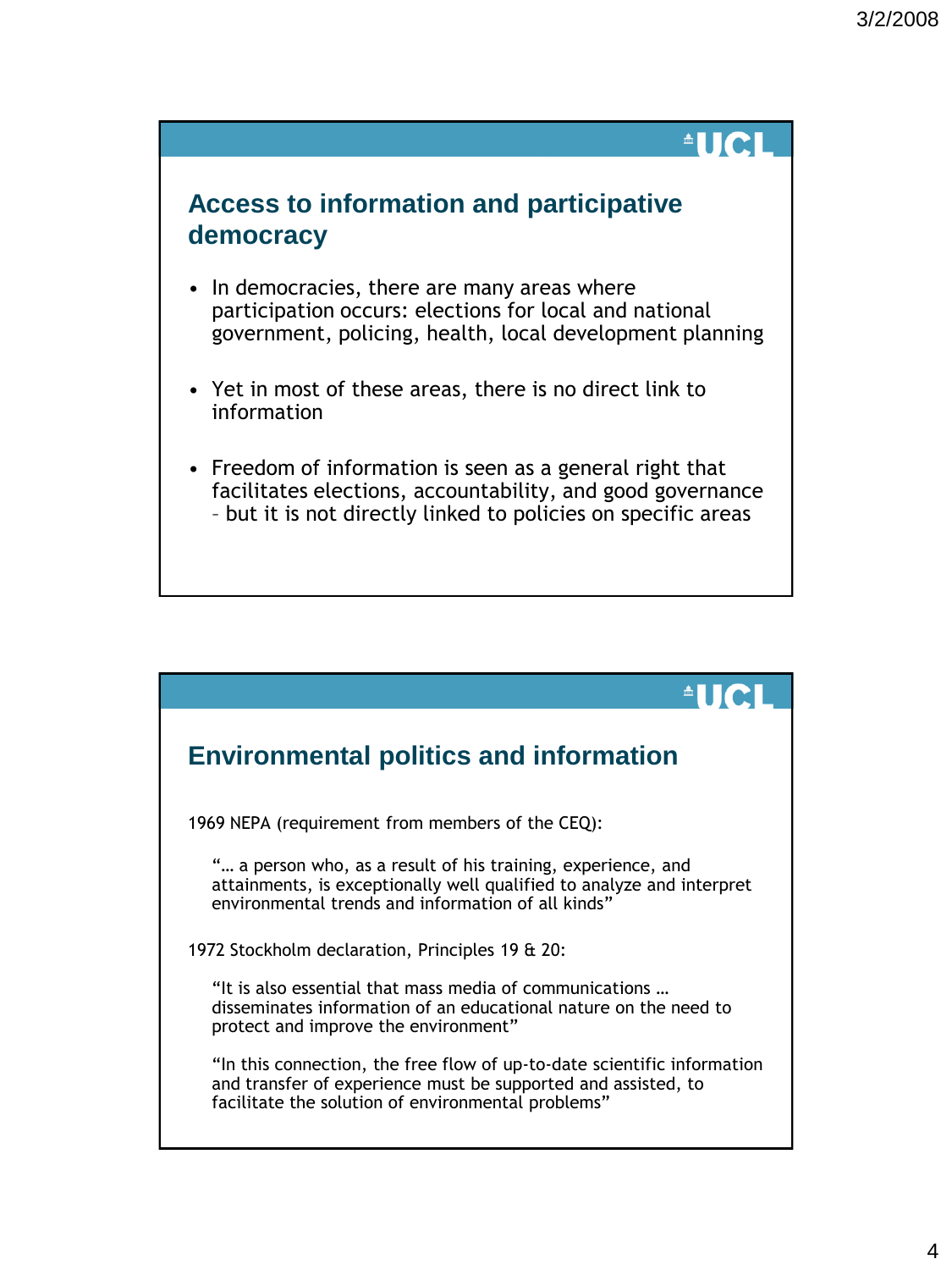## Access to information and participative democracy

- In democracies, there are many areas where participation occurs: elections for local and national government, policing, health, local development planning
- Yet in most of these areas, there is no direct link to information
- Freedom of information is seen as a general right that facilitates elections, accountability, and good governance – but it is not directly linked to policies on specific areas

## Environmental politics and information

1969 NEPA (requirement from members of the CEQ):

> "… a person who, as a result of his training, experience, and attainments, is exceptionally well qualified to analyze and interpret environmental trends and information of all kinds"

1972 Stockholm declaration, Principles 19 & 20:

> "It is also essential that mass media of communications … disseminates information of an educational nature on the need to protect and improve the environment"

> "In this connection, the free flow of up-to-date scientific information and transfer of experience must be supported and assisted, to facilitate the solution of environmental problems"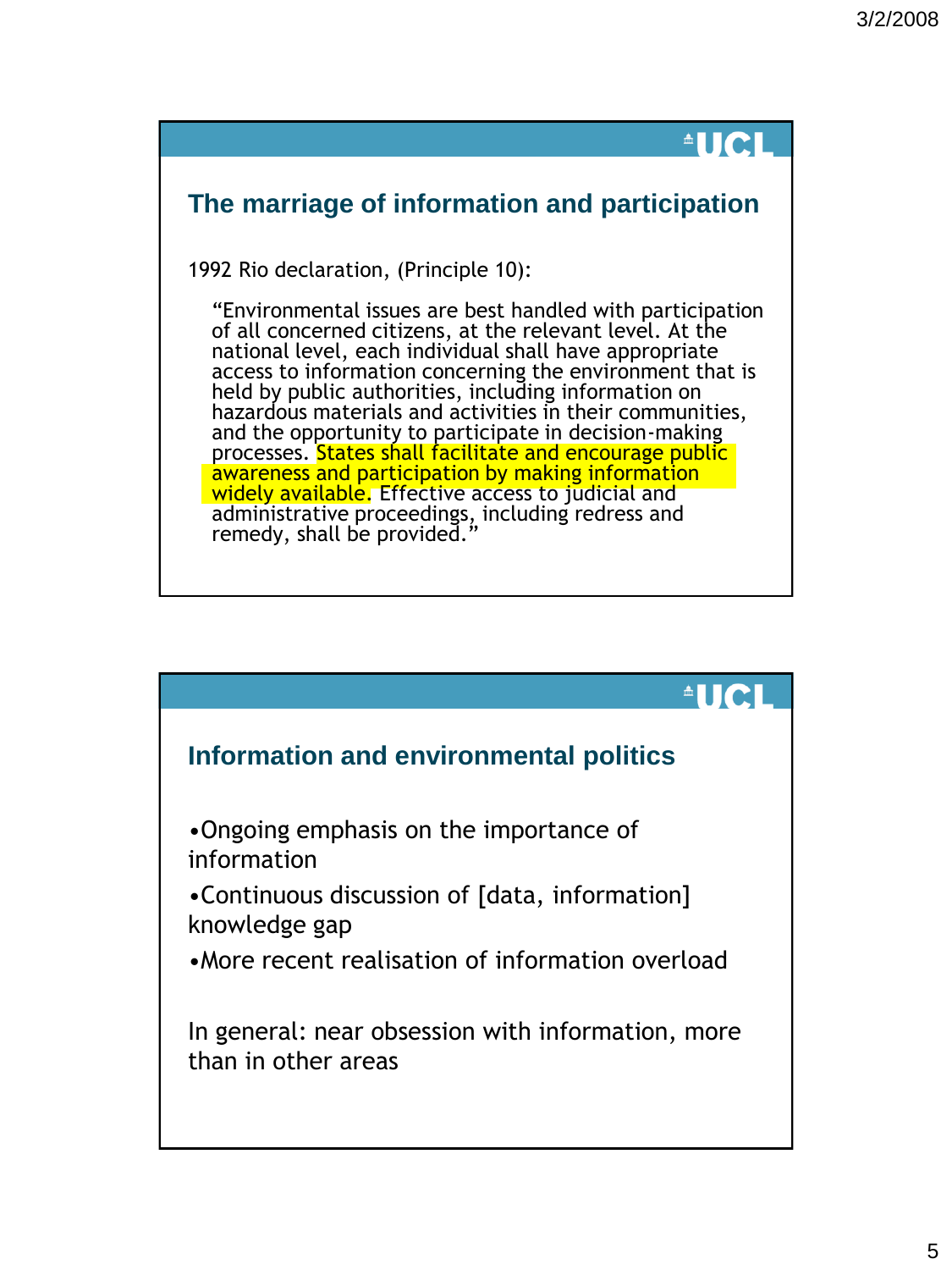## The marriage of information and participation

1992 Rio declaration, (Principle 10):

> "Environmental issues are best handled with participation of all concerned citizens, at the relevant level. At the national level, each individual shall have appropriate access to information concerning the environment that is held by public authorities, including information on hazardous materials and activities in their communities, and the opportunity to participate in decision-making processes. States shall facilitate and encourage public awareness and participation by making information widely available. Effective access to judicial and administrative proceedings, including redress and remedy, shall be provided."

## Information and environmental politics

- Ongoing emphasis on the importance of information
- Continuous discussion of [data, information] knowledge gap
- More recent realisation of information overload

In general: near obsession with information, more than in other areas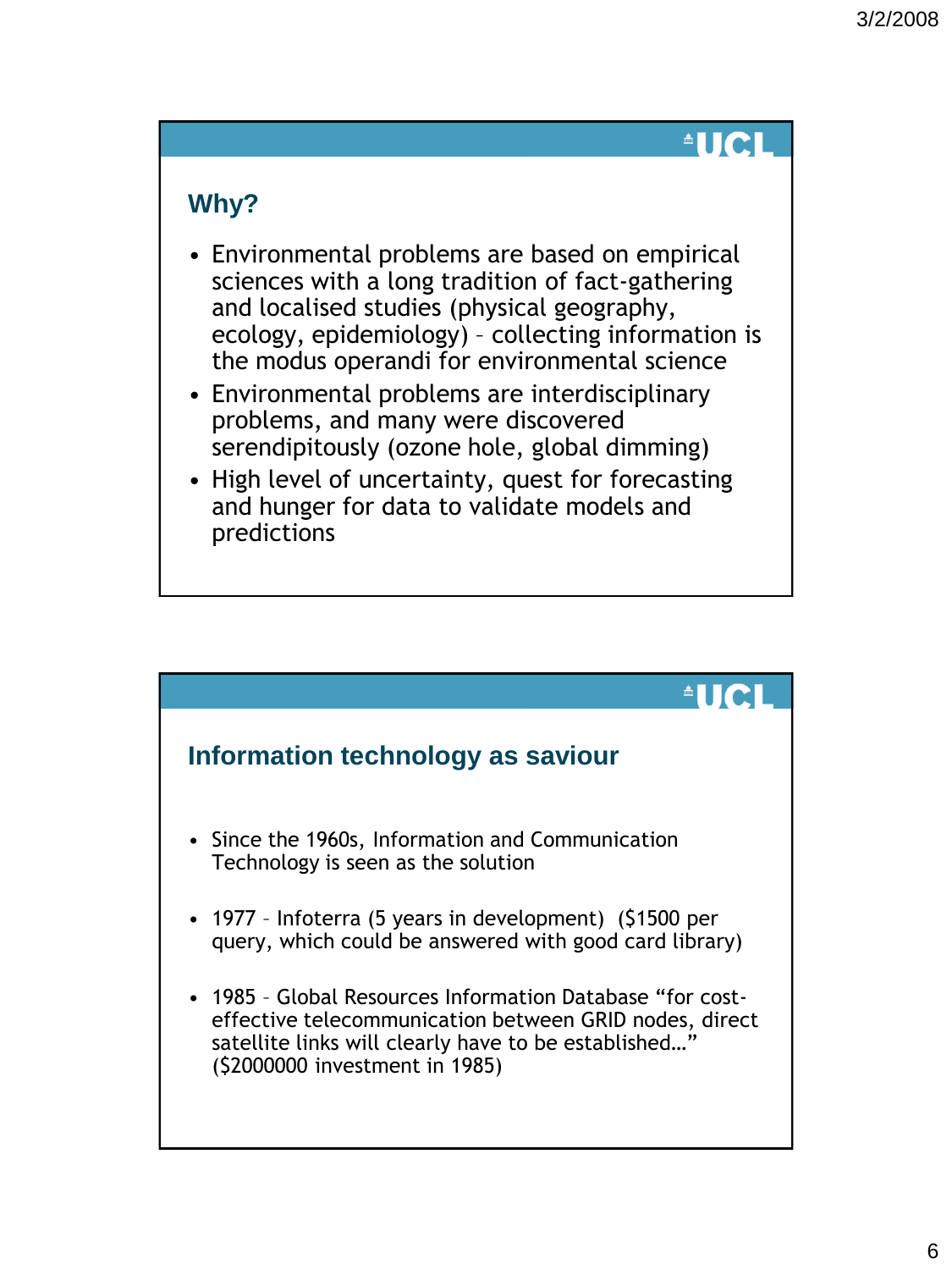## Why?

- Environmental problems are based on empirical sciences with a long tradition of fact-gathering and localised studies (physical geography, ecology, epidemiology) – collecting information is the modus operandi for environmental science
- Environmental problems are interdisciplinary problems, and many were discovered serendipitously (ozone hole, global dimming)
- High level of uncertainty, quest for forecasting and hunger for data to validate models and predictions

## Information technology as saviour

- Since the 1960s, Information and Communication Technology is seen as the solution
- 1977 – Infoterra (5 years in development) ($1500 per query, which could be answered with good card library)
- 1985 – Global Resources Information Database "for cost-effective telecommunication between GRID nodes, direct satellite links will clearly have to be established…" ($2000000 investment in 1985)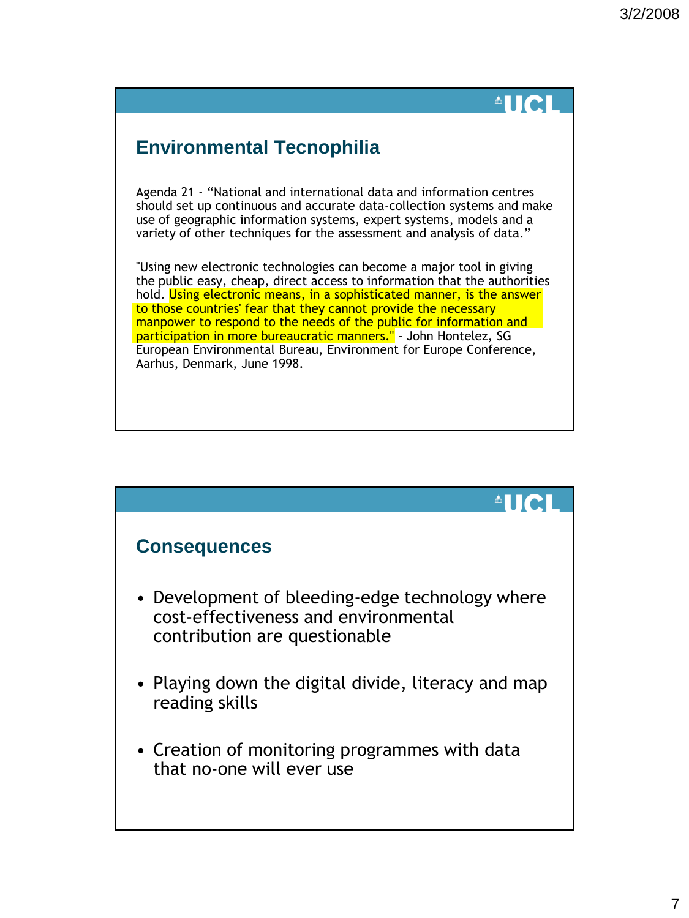## Environmental Tecnophilia

Agenda 21 - "National and international data and information centres should set up continuous and accurate data-collection systems and make use of geographic information systems, expert systems, models and a variety of other techniques for the assessment and analysis of data."

"Using new electronic technologies can become a major tool in giving the public easy, cheap, direct access to information that the authorities hold. Using electronic means, in a sophisticated manner, is the answer to those countries' fear that they cannot provide the necessary manpower to respond to the needs of the public for information and participation in more bureaucratic manners." - John Hontelez, SG European Environmental Bureau, Environment for Europe Conference, Aarhus, Denmark, June 1998.

## Consequences

- Development of bleeding-edge technology where cost-effectiveness and environmental contribution are questionable
- Playing down the digital divide, literacy and map reading skills
- Creation of monitoring programmes with data that no-one will ever use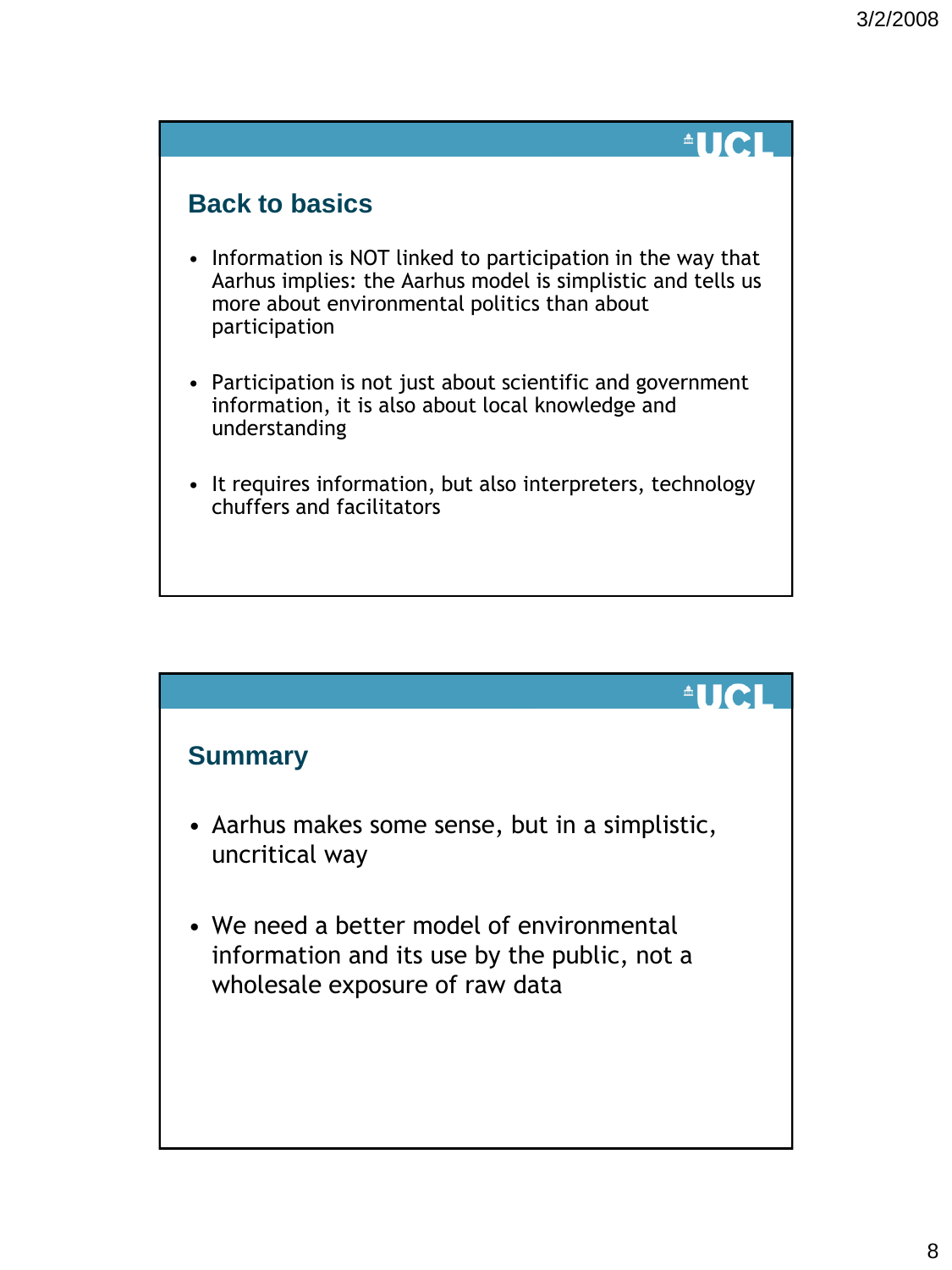## Back to basics

- Information is NOT linked to participation in the way that Aarhus implies: the Aarhus model is simplistic and tells us more about environmental politics than about participation
- Participation is not just about scientific and government information, it is also about local knowledge and understanding
- It requires information, but also interpreters, technology chuffers and facilitators

## Summary

- Aarhus makes some sense, but in a simplistic, uncritical way
- We need a better model of environmental information and its use by the public, not a wholesale exposure of raw data